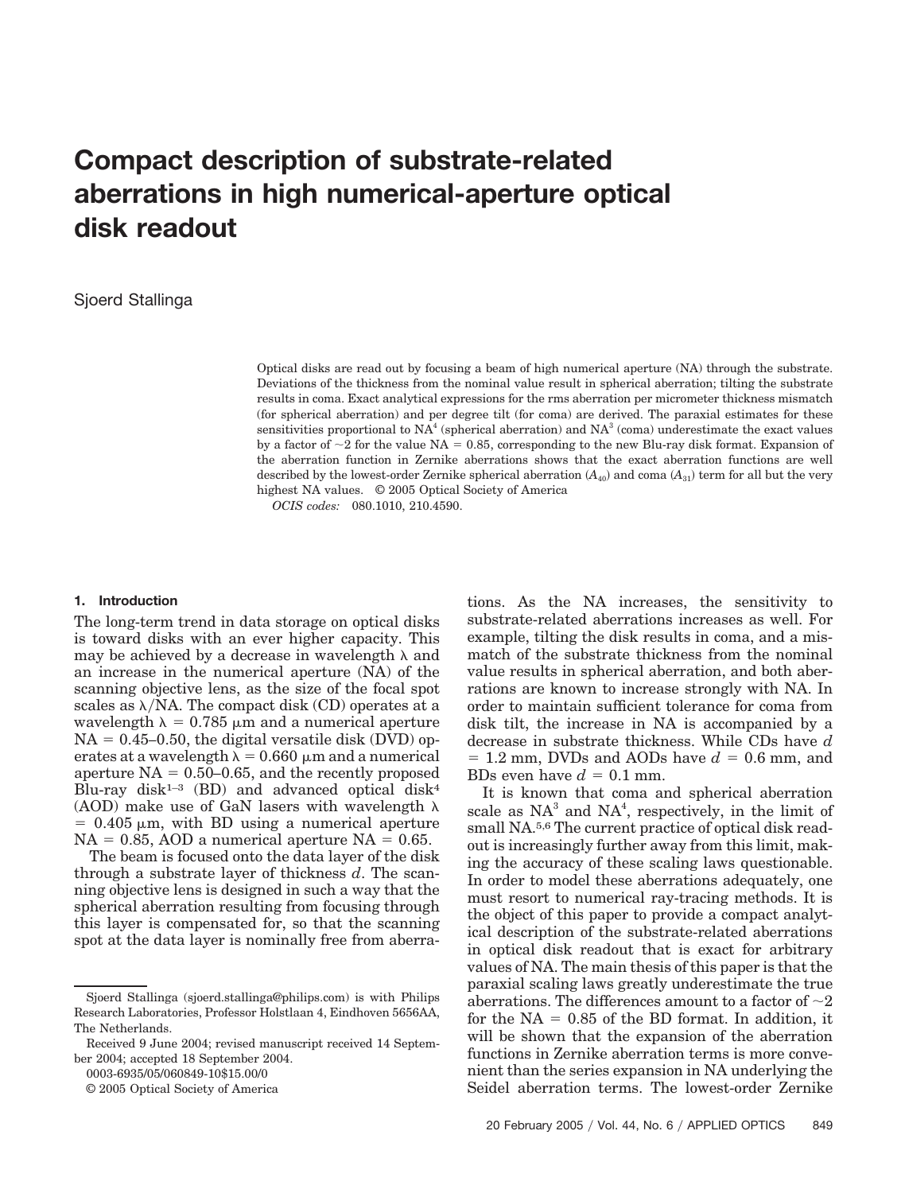# Compact description of substrate-related aberrations in high numerical-aperture optical disk readout

Sjoerd Stallinga

Optical disks are read out by focusing a beam of high numerical aperture (NA) through the substrate. Deviations of the thickness from the nominal value result in spherical aberration; tilting the substrate results in coma. Exact analytical expressions for the rms aberration per micrometer thickness mismatch (for spherical aberration) and per degree tilt (for coma) are derived. The paraxial estimates for these sensitivities proportional to $NA^4$ (spherical aberration) and $NA^3$ (coma) underestimate the exact values by a factor of $\sim 2$ for the value $NA = 0.85$, corresponding to the new Blu-ray disk format. Expansion of the aberration function in Zernike aberrations shows that the exact aberration functions are well described by the lowest-order Zernike spherical aberration ($A_{40}$) and coma ($A_{31}$) term for all but the very highest NA values. © 2005 Optical Society of America

*OCIS codes:* 080.1010, 210.4590.

## 1. Introduction

The long-term trend in data storage on optical disks is toward disks with an ever higher capacity. This may be achieved by a decrease in wavelength $\lambda$ and an increase in the numerical aperture (NA) of the scanning objective lens, as the size of the focal spot scales as $\lambda/\text{NA}$. The compact disk (CD) operates at a wavelength $\lambda = 0.785$ μm and a numerical aperture $\text{NA} = 0.45$–$0.50$, the digital versatile disk (DVD) operates at a wavelength $\lambda = 0.660$ μm and a numerical aperture $\text{NA} = 0.50$–$0.65$, and the recently proposed Blu-ray disk[1–3] (BD) and advanced optical disk[4] (AOD) make use of GaN lasers with wavelength $\lambda = 0.405$ μm, with BD using a numerical aperture $\text{NA} = 0.85$, AOD a numerical aperture $\text{NA} = 0.65$.

The beam is focused onto the data layer of the disk through a substrate layer of thickness $d$. The scanning objective lens is designed in such a way that the spherical aberration resulting from focusing through this layer is compensated for, so that the scanning spot at the data layer is nominally free from aberrations. As the NA increases, the sensitivity to substrate-related aberrations increases as well. For example, tilting the disk results in coma, and a mismatch of the substrate thickness from the nominal value results in spherical aberration, and both aberrations are known to increase strongly with NA. In order to maintain sufficient tolerance for coma from disk tilt, the increase in NA is accompanied by a decrease in substrate thickness. While CDs have $d = 1.2$ mm, DVDs and AODs have $d = 0.6$ mm, and BDs even have $d = 0.1$ mm.

It is known that coma and spherical aberration scale as $NA^3$ and $NA^4$, respectively, in the limit of small NA.[5,6] The current practice of optical disk readout is increasingly further away from this limit, making the accuracy of these scaling laws questionable. In order to model these aberrations adequately, one must resort to numerical ray-tracing methods. It is the object of this paper to provide a compact analytical description of the substrate-related aberrations in optical disk readout that is exact for arbitrary values of NA. The main thesis of this paper is that the paraxial scaling laws greatly underestimate the true aberrations. The differences amount to a factor of $\sim 2$ for the $\text{NA} = 0.85$ of the BD format. In addition, it will be shown that the expansion of the aberration functions in Zernike aberration terms is more convenient than the series expansion in NA underlying the Seidel aberration terms. The lowest-order Zernike

---

Sjoerd Stallinga (sjoerd.stallinga@philips.com) is with Philips Research Laboratories, Professor Holstlaan 4, Eindhoven 5656AA, The Netherlands.

Received 9 June 2004; revised manuscript received 14 September 2004; accepted 18 September 2004.

0003-6935/05/060849-10$15.00/0

© 2005 Optical Society of America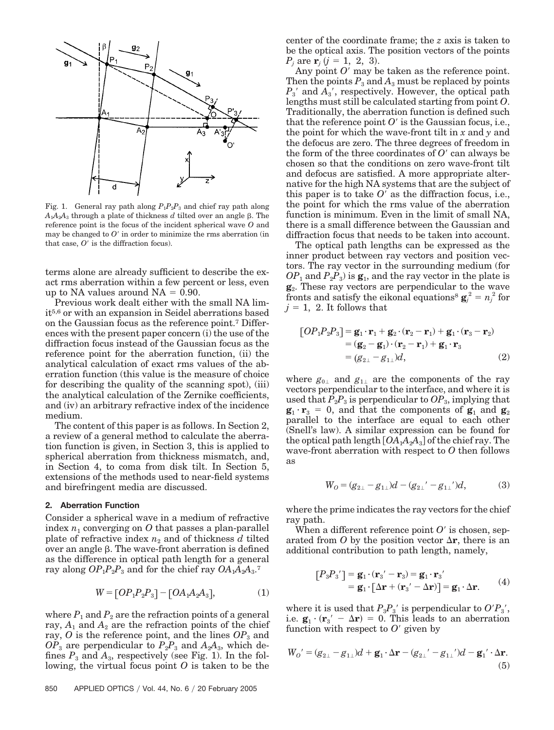Fig. 1. General ray path along $P_1P_2P_3$ and chief ray path along $A_1A_2A_3$ through a plate of thickness $d$ tilted over an angle $\beta$. The reference point is the focus of the incident spherical wave $O$ and may be changed to $O'$ in order to minimize the rms aberration (in that case, $O'$ is the diffraction focus).

terms alone are already sufficient to describe the exact rms aberration within a few percent or less, even up to NA values around NA = 0.90.

Previous work dealt either with the small NA limit[5,6] or with an expansion in Seidel aberrations based on the Gaussian focus as the reference point.[7] Differences with the present paper concern (i) the use of the diffraction focus instead of the Gaussian focus as the reference point for the aberration function, (ii) the analytical calculation of exact rms values of the aberration function (this value is the measure of choice for describing the quality of the scanning spot), (iii) the analytical calculation of the Zernike coefficients, and (iv) an arbitrary refractive index of the incidence medium.

The content of this paper is as follows. In Section 2, a review of a general method to calculate the aberration function is given, in Section 3, this is applied to spherical aberration from thickness mismatch, and, in Section 4, to coma from disk tilt. In Section 5, extensions of the methods used to near-field systems and birefringent media are discussed.

## 2. Aberration Function

Consider a spherical wave in a medium of refractive index $n_1$ converging on $O$ that passes a plan-parallel plate of refractive index $n_2$ and of thickness $d$ tilted over an angle $\beta$. The wave-front aberration is defined as the difference in optical path length for a general ray along $OP_1P_2P_3$ and for the chief ray $OA_1A_2A_3$.[7]

$$W = [OP_1P_2P_3] - [OA_1A_2A_3], \tag{1}$$

where $P_1$ and $P_2$ are the refraction points of a general ray, $A_1$ and $A_2$ are the refraction points of the chief ray, $O$ is the reference point, and the lines $OP_3$ and $OP_3$ are perpendicular to $P_2P_3$ and $A_2A_3$, which defines $P_3$ and $A_3$, respectively (see Fig. 1). In the following, the virtual focus point $O$ is taken to be the center of the coordinate frame; the $z$ axis is taken to be the optical axis. The position vectors of the points $P_j$ are $\mathbf{r}_j$ ($j = 1, 2, 3$).

Any point $O'$ may be taken as the reference point. Then the points $P_3$ and $A_3$ must be replaced by points $P_3'$ and $A_3'$, respectively. However, the optical path lengths must still be calculated starting from point $O$. Traditionally, the aberration function is defined such that the reference point $O'$ is the Gaussian focus, i.e., the point for which the wave-front tilt in $x$ and $y$ and the defocus are zero. The three degrees of freedom in the form of the three coordinates of $O'$ can always be chosen so that the conditions on zero wave-front tilt and defocus are satisfied. A more appropriate alternative for the high NA systems that are the subject of this paper is to take $O'$ as the diffraction focus, i.e., the point for which the rms value of the aberration function is minimum. Even in the limit of small NA, there is a small difference between the Gaussian and diffraction focus that needs to be taken into account.

The optical path lengths can be expressed as the inner product between ray vectors and position vectors. The ray vector in the surrounding medium (for $OP_1$ and $P_2P_3$) is $\mathbf{g}_1$, and the ray vector in the plate is $\mathbf{g}_2$. These ray vectors are perpendicular to the wave fronts and satisfy the eikonal equations[8] $\mathbf{g}_j^2 = n_j^2$ for $j = 1, 2$. It follows that

$$\begin{aligned}[OP_1P_2P_3] &= \mathbf{g}_1 \cdot \mathbf{r}_1 + \mathbf{g}_2 \cdot (\mathbf{r}_2 - \mathbf{r}_1) + \mathbf{g}_1 \cdot (\mathbf{r}_3 - \mathbf{r}_2) \\ &= (\mathbf{g}_2 - \mathbf{g}_1) \cdot (\mathbf{r}_2 - \mathbf{r}_1) + \mathbf{g}_1 \cdot \mathbf{r}_3 \\ &= (g_{2\perp} - g_{1\perp})d,\end{aligned} \tag{2}$$

where $g_{0\perp}$ and $g_{1\perp}$ are the components of the ray vectors perpendicular to the interface, and where it is used that $P_2P_3$ is perpendicular to $OP_3$, implying that $\mathbf{g}_1 \cdot \mathbf{r}_3 = 0$, and that the components of $\mathbf{g}_1$ and $\mathbf{g}_2$ parallel to the interface are equal to each other (Snell's law). A similar expression can be found for the optical path length $[OA_1A_2A_3]$ of the chief ray. The wave-front aberration with respect to $O$ then follows as

$$W_O = (g_{2\perp} - g_{1\perp})d - (g_{2\perp}' - g_{1\perp}')d, \tag{3}$$

where the prime indicates the ray vectors for the chief ray path.

When a different reference point $O'$ is chosen, separated from $O$ by the position vector $\Delta\mathbf{r}$, there is an additional contribution to path length, namely,

$$\begin{aligned}[P_3P_3'] &= \mathbf{g}_1 \cdot (\mathbf{r}_3' - \mathbf{r}_3) = \mathbf{g}_1 \cdot \mathbf{r}_3' \\ &= \mathbf{g}_1 \cdot [\Delta\mathbf{r} + (\mathbf{r}_3' - \Delta\mathbf{r})] = \mathbf{g}_1 \cdot \Delta\mathbf{r}.\end{aligned} \tag{4}$$

where it is used that $P_3P_3'$ is perpendicular to $O'P_3'$, i.e. $\mathbf{g}_1 \cdot (\mathbf{r}_3' - \Delta\mathbf{r}) = 0$. This leads to an aberration function with respect to $O'$ given by

$$W_{O'} = (g_{2\perp} - g_{1\perp})d + \mathbf{g}_1 \cdot \Delta\mathbf{r} - (g_{2\perp}' - g_{1\perp}')d - \mathbf{g}_1' \cdot \Delta\mathbf{r}. \tag{5}$$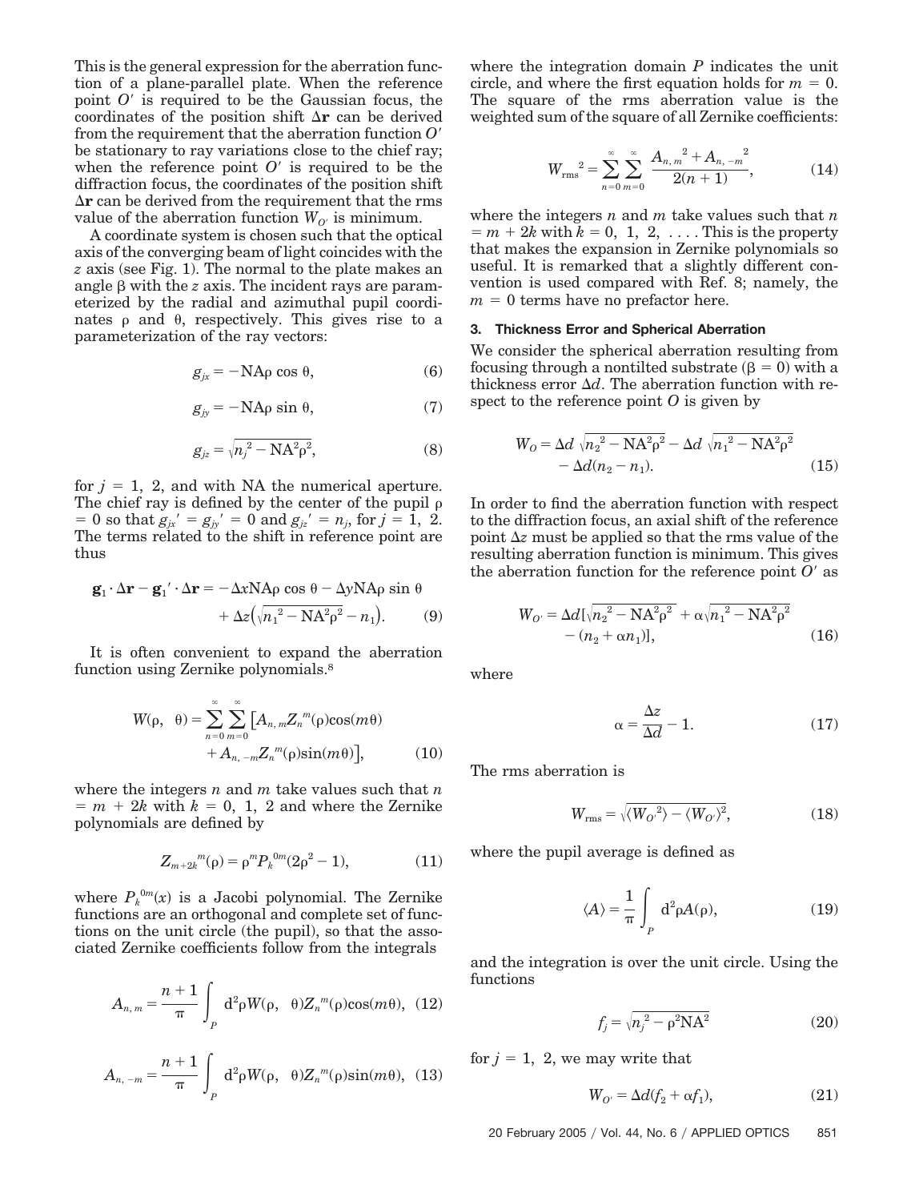This is the general expression for the aberration function of a plane-parallel plate. When the reference point $O'$ is required to be the Gaussian focus, the coordinates of the position shift $\Delta\mathbf{r}$ can be derived from the requirement that the aberration function $O'$ be stationary to ray variations close to the chief ray; when the reference point $O'$ is required to be the diffraction focus, the coordinates of the position shift $\Delta\mathbf{r}$ can be derived from the requirement that the rms value of the aberration function $W_{O'}$ is minimum.

A coordinate system is chosen such that the optical axis of the converging beam of light coincides with the $z$ axis (see Fig. 1). The normal to the plate makes an angle $\beta$ with the $z$ axis. The incident rays are parameterized by the radial and azimuthal pupil coordinates $\rho$ and $\theta$, respectively. This gives rise to a parameterization of the ray vectors:

$$g_{jx} = -\mathrm{NA}\rho\cos\theta, \tag{6}$$

$$g_{jy} = -\mathrm{NA}\rho\sin\theta, \tag{7}$$

$$g_{jz} = \sqrt{n_j^2 - \mathrm{NA}^2\rho^2}, \tag{8}$$

for $j = 1, 2$, and with NA the numerical aperture. The chief ray is defined by the center of the pupil $\rho = 0$ so that $g_{jx}' = g_{jy}' = 0$ and $g_{jz}' = n_j$, for $j = 1, 2$. The terms related to the shift in reference point are thus

$$\mathbf{g}_1 \cdot \Delta\mathbf{r} - \mathbf{g}_1' \cdot \Delta\mathbf{r} = -\Delta x\mathrm{NA}\rho\cos\theta - \Delta y\mathrm{NA}\rho\sin\theta + \Delta z\left(\sqrt{n_1^2 - \mathrm{NA}^2\rho^2} - n_1\right). \tag{9}$$

It is often convenient to expand the aberration function using Zernike polynomials.[8]

$$W(\rho, \theta) = \sum_{n=0}^{\infty}\sum_{m=0}^{\infty}\left[A_{n,m}Z_n^{\,m}(\rho)\cos(m\theta) + A_{n,-m}Z_n^{\,m}(\rho)\sin(m\theta)\right], \tag{10}$$

where the integers $n$ and $m$ take values such that $n = m + 2k$ with $k = 0, 1, 2$ and where the Zernike polynomials are defined by

$$Z_{m+2k}^{\,m}(\rho) = \rho^m P_k^{\,0m}(2\rho^2 - 1), \tag{11}$$

where $P_k^{\,0m}(x)$ is a Jacobi polynomial. The Zernike functions are an orthogonal and complete set of functions on the unit circle (the pupil), so that the associated Zernike coefficients follow from the integrals

$$A_{n,m} = \frac{n+1}{\pi}\int_P \mathrm{d}^2\rho W(\rho, \theta)Z_n^{\,m}(\rho)\cos(m\theta), \tag{12}$$

$$A_{n,-m} = \frac{n+1}{\pi}\int_P \mathrm{d}^2\rho W(\rho, \theta)Z_n^{\,m}(\rho)\sin(m\theta), \tag{13}$$

where the integration domain $P$ indicates the unit circle, and where the first equation holds for $m = 0$. The square of the rms aberration value is the weighted sum of the square of all Zernike coefficients:

$$W_{\mathrm{rms}}^{\;2} = \sum_{n=0}^{\infty}\sum_{m=0}^{\infty}\frac{A_{n,m}^{\;2} + A_{n,-m}^{\;2}}{2(n+1)}, \tag{14}$$

where the integers $n$ and $m$ take values such that $n = m + 2k$ with $k = 0, 1, 2, \ldots$. This is the property that makes the expansion in Zernike polynomials so useful. It is remarked that a slightly different convention is used compared with Ref. 8; namely, the $m = 0$ terms have no prefactor here.

### 3. Thickness Error and Spherical Aberration

We consider the spherical aberration resulting from focusing through a nontilted substrate ($\beta = 0$) with a thickness error $\Delta d$. The aberration function with respect to the reference point $O$ is given by

$$W_O = \Delta d\sqrt{n_2^2 - \mathrm{NA}^2\rho^2} - \Delta d\sqrt{n_1^2 - \mathrm{NA}^2\rho^2} - \Delta d(n_2 - n_1). \tag{15}$$

In order to find the aberration function with respect to the diffraction focus, an axial shift of the reference point $\Delta z$ must be applied so that the rms value of the resulting aberration function is minimum. This gives the aberration function for the reference point $O'$ as

$$W_{O'} = \Delta d\left[\sqrt{n_2^2 - \mathrm{NA}^2\rho^2} + \alpha\sqrt{n_1^2 - \mathrm{NA}^2\rho^2} - (n_2 + \alpha n_1)\right], \tag{16}$$

where

$$\alpha = \frac{\Delta z}{\Delta d} - 1. \tag{17}$$

The rms aberration is

$$W_{\mathrm{rms}} = \sqrt{\langle W_{O'}^{\;2}\rangle - \langle W_{O'}\rangle^2}, \tag{18}$$

where the pupil average is defined as

$$\langle A\rangle = \frac{1}{\pi}\int_P \mathrm{d}^2\rho A(\rho), \tag{19}$$

and the integration is over the unit circle. Using the functions

$$f_j = \sqrt{n_j^2 - \rho^2\mathrm{NA}^2} \tag{20}$$

for $j = 1, 2$, we may write that

$$W_{O'} = \Delta d(f_2 + \alpha f_1), \tag{21}$$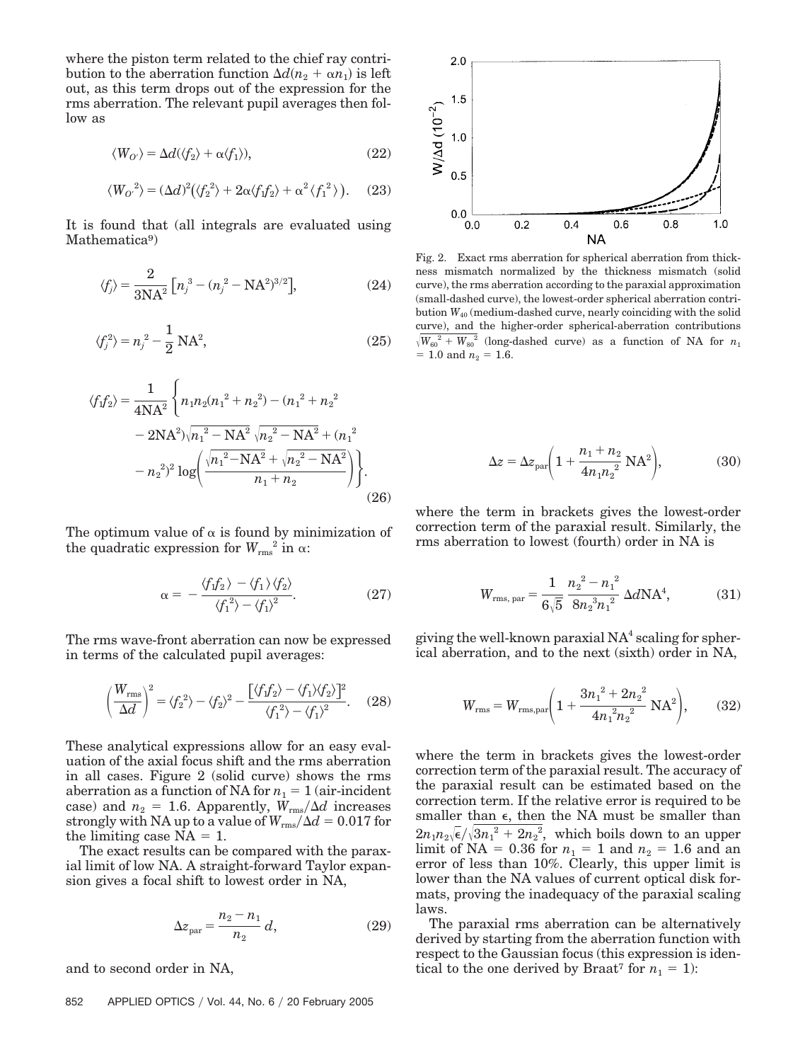where the piston term related to the chief ray contribution to the aberration function $\Delta d(n_2 + \alpha n_1)$ is left out, as this term drops out of the expression for the rms aberration. The relevant pupil averages then follow as

$$\langle W_{O'} \rangle = \Delta d(\langle f_2 \rangle + \alpha \langle f_1 \rangle), \tag{22}$$

$$\langle W_{O'}^2 \rangle = (\Delta d)^2 (\langle f_2^2 \rangle + 2\alpha \langle f_1 f_2 \rangle + \alpha^2 \langle f_1^2 \rangle). \tag{23}$$

It is found that (all integrals are evaluated using Mathematica[9])

$$\langle f_j \rangle = \frac{2}{3\text{NA}^2} \left[ n_j^3 - (n_j^2 - \text{NA}^2)^{3/2} \right], \tag{24}$$

$$\langle f_j^2 \rangle = n_j^2 - \frac{1}{2} \text{NA}^2, \tag{25}$$

$$\langle f_1 f_2 \rangle = \frac{1}{4\text{NA}^2} \left\{ n_1 n_2 (n_1^2 + n_2^2) - (n_1^2 + n_2^2 - 2\text{NA}^2) \sqrt{n_1^2 - \text{NA}^2} \sqrt{n_2^2 - \text{NA}^2} + (n_1^2 - n_2^2)^2 \log\left( \frac{\sqrt{n_1^2 - \text{NA}^2} + \sqrt{n_2^2 - \text{NA}^2}}{n_1 + n_2} \right) \right\}. \tag{26}$$

The optimum value of $\alpha$ is found by minimization of the quadratic expression for $W_{\text{rms}}^2$ in $\alpha$:

$$\alpha = -\frac{\langle f_1 f_2 \rangle - \langle f_1 \rangle \langle f_2 \rangle}{\langle f_1^2 \rangle - \langle f_1 \rangle^2}. \tag{27}$$

The rms wave-front aberration can now be expressed in terms of the calculated pupil averages:

$$\left( \frac{W_{\text{rms}}}{\Delta d} \right)^2 = \langle f_2^2 \rangle - \langle f_2 \rangle^2 - \frac{[\langle f_1 f_2 \rangle - \langle f_1 \rangle \langle f_2 \rangle]^2}{\langle f_1^2 \rangle - \langle f_1 \rangle^2}. \tag{28}$$

These analytical expressions allow for an easy evaluation of the axial focus shift and the rms aberration in all cases. Figure 2 (solid curve) shows the rms aberration as a function of NA for $n_1 = 1$ (air-incident case) and $n_2 = 1.6$. Apparently, $W_{\text{rms}}/\Delta d$ increases strongly with NA up to a value of $W_{\text{rms}}/\Delta d = 0.017$ for the limiting case NA $= 1$.

The exact results can be compared with the paraxial limit of low NA. A straight-forward Taylor expansion gives a focal shift to lowest order in NA,

$$\Delta z_{\text{par}} = \frac{n_2 - n_1}{n_2} d, \tag{29}$$

and to second order in NA,

Fig. 2. Exact rms aberration for spherical aberration from thickness mismatch normalized by the thickness mismatch (solid curve), the rms aberration according to the paraxial approximation (small-dashed curve), the lowest-order spherical aberration contribution $W_{40}$ (medium-dashed curve, nearly coinciding with the solid curve), and the higher-order spherical-aberration contributions $\sqrt{W_{60}^2 + W_{80}^2}$ (long-dashed curve) as a function of NA for $n_1 = 1.0$ and $n_2 = 1.6$.

$$\Delta z = \Delta z_{\text{par}} \left( 1 + \frac{n_1 + n_2}{4 n_1 n_2^2} \text{NA}^2 \right), \tag{30}$$

where the term in brackets gives the lowest-order correction term of the paraxial result. Similarly, the rms aberration to lowest (fourth) order in NA is

$$W_{\text{rms, par}} = \frac{1}{6\sqrt{5}} \frac{n_2^2 - n_1^2}{8 n_2^3 n_1^2} \Delta d \text{NA}^4, \tag{31}$$

giving the well-known paraxial NA$^4$ scaling for spherical aberration, and to the next (sixth) order in NA,

$$W_{\text{rms}} = W_{\text{rms,par}} \left( 1 + \frac{3n_1^2 + 2n_2^2}{4 n_1^2 n_2^2} \text{NA}^2 \right), \tag{32}$$

where the term in brackets gives the lowest-order correction term of the paraxial result. The accuracy of the paraxial result can be estimated based on the correction term. If the relative error is required to be smaller than $\epsilon$, then the NA must be smaller than $2 n_1 n_2 \sqrt{\epsilon} / \sqrt{3 n_1^2 + 2 n_2^2}$, which boils down to an upper limit of NA $= 0.36$ for $n_1 = 1$ and $n_2 = 1.6$ and an error of less than 10%. Clearly, this upper limit is lower than the NA values of current optical disk formats, proving the inadequacy of the paraxial scaling laws.

The paraxial rms aberration can be alternatively derived by starting from the aberration function with respect to the Gaussian focus (this expression is identical to the one derived by Braat[7] for $n_1 = 1$):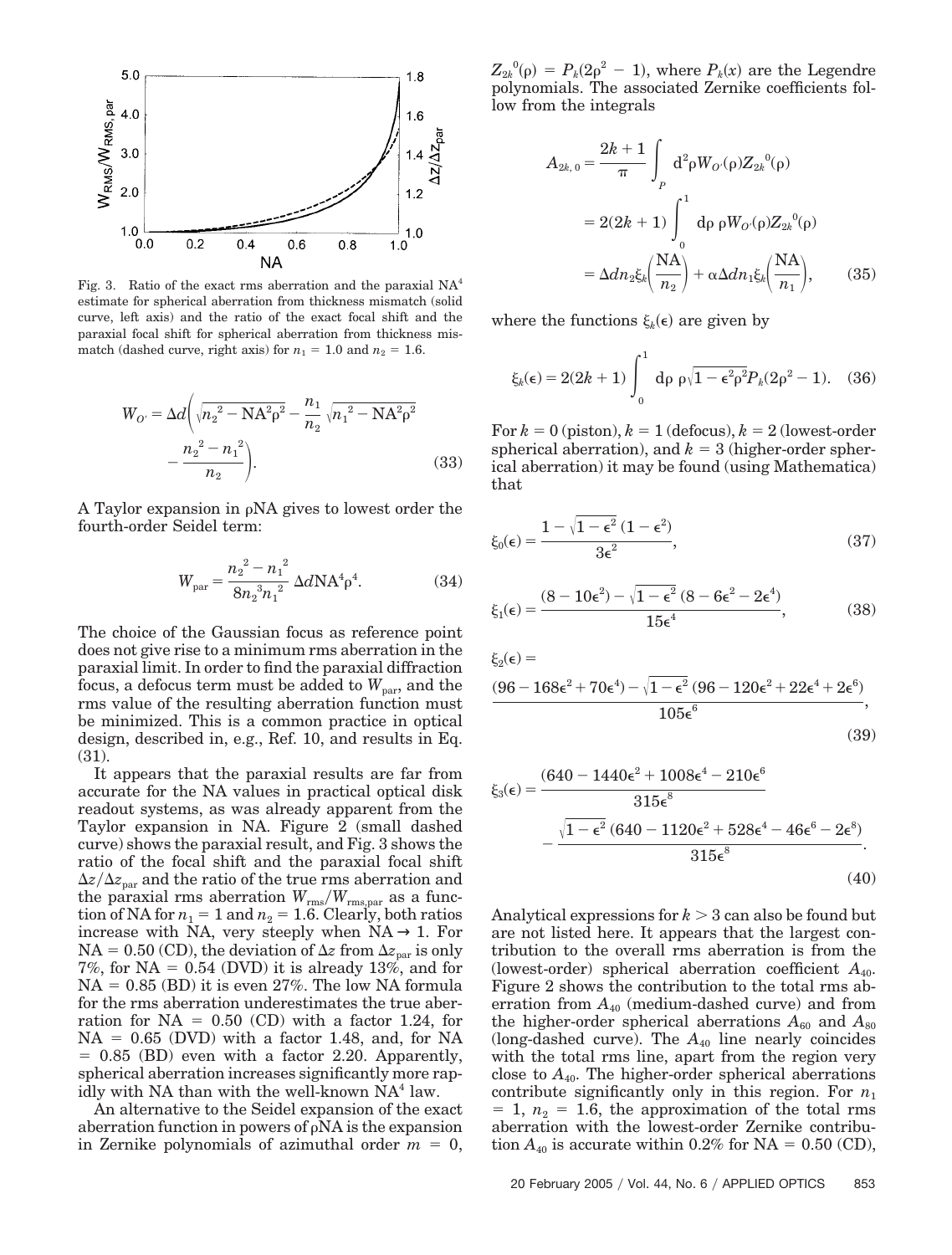Fig. 3. Ratio of the exact rms aberration and the paraxial $\text{NA}^4$ estimate for spherical aberration from thickness mismatch (solid curve, left axis) and the ratio of the exact focal shift and the paraxial focal shift for spherical aberration from thickness mismatch (dashed curve, right axis) for $n_1 = 1.0$ and $n_2 = 1.6$.

$$W_{O'} = \Delta d \left( \sqrt{n_2^2 - \text{NA}^2 \rho^2} - \frac{n_1}{n_2} \sqrt{n_1^2 - \text{NA}^2 \rho^2} - \frac{n_2^2 - n_1^2}{n_2} \right). \tag{33}$$

A Taylor expansion in $\rho\text{NA}$ gives to lowest order the fourth-order Seidel term:

$$W_{\text{par}} = \frac{n_2^2 - n_1^2}{8 n_2^3 n_1^2} \Delta d \text{NA}^4 \rho^4. \tag{34}$$

The choice of the Gaussian focus as reference point does not give rise to a minimum rms aberration in the paraxial limit. In order to find the paraxial diffraction focus, a defocus term must be added to $W_{\text{par}}$, and the rms value of the resulting aberration function must be minimized. This is a common practice in optical design, described in, e.g., Ref. 10, and results in Eq. (31).

It appears that the paraxial results are far from accurate for the NA values in practical optical disk readout systems, as was already apparent from the Taylor expansion in NA. Figure 2 (small dashed curve) shows the paraxial result, and Fig. 3 shows the ratio of the focal shift and the paraxial focal shift $\Delta z / \Delta z_{\text{par}}$ and the ratio of the true rms aberration and the paraxial rms aberration $W_{\text{rms}} / W_{\text{rms,par}}$ as a function of NA for $n_1 = 1$ and $n_2 = 1.6$. Clearly, both ratios increase with NA, very steeply when $\text{NA} \rightarrow 1$. For $\text{NA} = 0.50$ (CD), the deviation of $\Delta z$ from $\Delta z_{\text{par}}$ is only 7%, for $\text{NA} = 0.54$ (DVD) it is already 13%, and for $\text{NA} = 0.85$ (BD) it is even 27%. The low NA formula for the rms aberration underestimates the true aberration for $\text{NA} = 0.50$ (CD) with a factor 1.24, for $\text{NA} = 0.65$ (DVD) with a factor 1.48, and, for $\text{NA} = 0.85$ (BD) even with a factor 2.20. Apparently, spherical aberration increases significantly more rapidly with NA than with the well-known $\text{NA}^4$ law.

An alternative to the Seidel expansion of the exact aberration function in powers of $\rho\text{NA}$ is the expansion in Zernike polynomials of azimuthal order $m = 0$, $Z_{2k}^{\,0}(\rho) = P_k(2\rho^2 - 1)$, where $P_k(x)$ are the Legendre polynomials. The associated Zernike coefficients follow from the integrals

$$\begin{aligned} A_{2k,0} &= \frac{2k+1}{\pi} \int_P \mathrm{d}^2\rho W_{O'}(\rho) Z_{2k}^{\,0}(\rho) \\ &= 2(2k+1) \int_0^1 \mathrm{d}\rho\, \rho W_{O'}(\rho) Z_{2k}^{\,0}(\rho) \\ &= \Delta d n_2 \xi_k\left(\frac{\text{NA}}{n_2}\right) + \alpha \Delta d n_1 \xi_k\left(\frac{\text{NA}}{n_1}\right), \end{aligned} \tag{35}$$

where the functions $\xi_k(\epsilon)$ are given by

$$\xi_k(\epsilon) = 2(2k+1) \int_0^1 \mathrm{d}\rho\, \rho \sqrt{1 - \epsilon^2 \rho^2} P_k(2\rho^2 - 1). \tag{36}$$

For $k = 0$ (piston), $k = 1$ (defocus), $k = 2$ (lowest-order spherical aberration), and $k = 3$ (higher-order spherical aberration) it may be found (using Mathematica) that

$$\xi_0(\epsilon) = \frac{1 - \sqrt{1 - \epsilon^2}\,(1 - \epsilon^2)}{3\epsilon^2}, \tag{37}$$

$$\xi_1(\epsilon) = \frac{(8 - 10\epsilon^2) - \sqrt{1 - \epsilon^2}\,(8 - 6\epsilon^2 - 2\epsilon^4)}{15\epsilon^4}, \tag{38}$$

$$\xi_2(\epsilon) = \frac{(96 - 168\epsilon^2 + 70\epsilon^4) - \sqrt{1 - \epsilon^2}\,(96 - 120\epsilon^2 + 22\epsilon^4 + 2\epsilon^6)}{105\epsilon^6}, \tag{39}$$

$$\xi_3(\epsilon) = \frac{(640 - 1440\epsilon^2 + 1008\epsilon^4 - 210\epsilon^6}{315\epsilon^8} - \frac{\sqrt{1 - \epsilon^2}\,(640 - 1120\epsilon^2 + 528\epsilon^4 - 46\epsilon^6 - 2\epsilon^8)}{315\epsilon^8}. \tag{40}$$

Analytical expressions for $k > 3$ can also be found but are not listed here. It appears that the largest contribution to the overall rms aberration is from the (lowest-order) spherical aberration coefficient $A_{40}$. Figure 2 shows the contribution to the total rms aberration from $A_{40}$ (medium-dashed curve) and from the higher-order spherical aberrations $A_{60}$ and $A_{80}$ (long-dashed curve). The $A_{40}$ line nearly coincides with the total rms line, apart from the region very close to $A_{40}$. The higher-order spherical aberrations contribute significantly only in this region. For $n_1 = 1$, $n_2 = 1.6$, the approximation of the total rms aberration with the lowest-order Zernike contribution $A_{40}$ is accurate within 0.2% for $\text{NA} = 0.50$ (CD),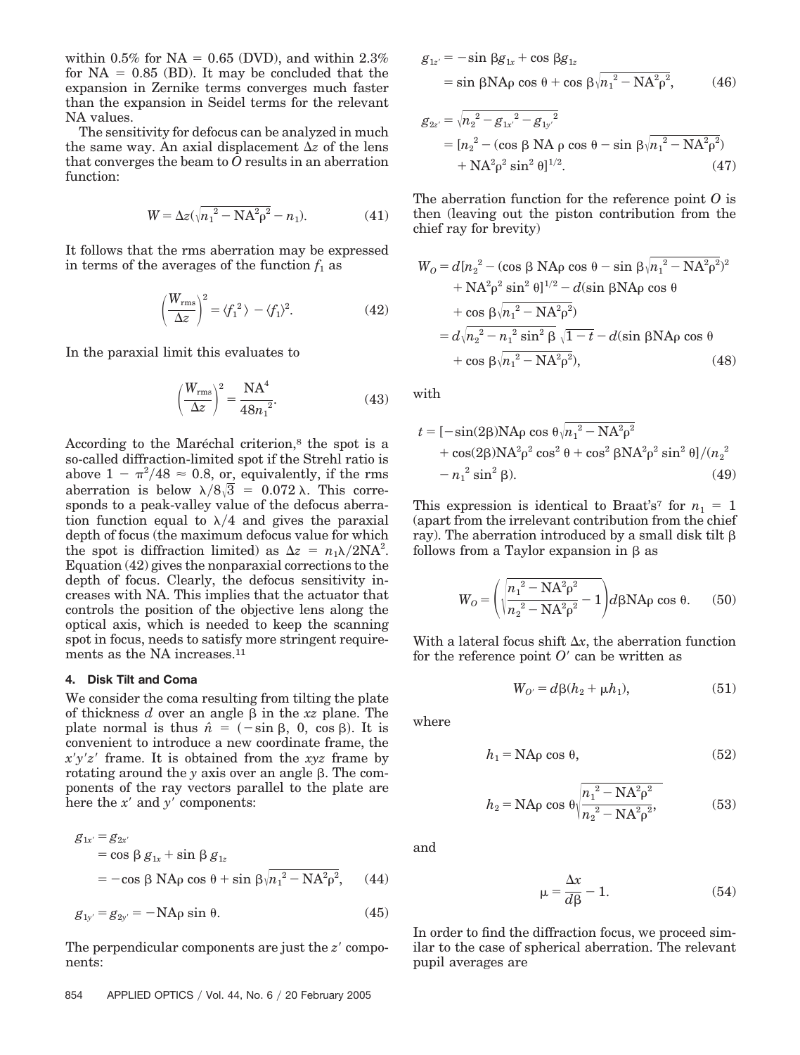within 0.5% for NA = 0.65 (DVD), and within 2.3% for NA = 0.85 (BD). It may be concluded that the expansion in Zernike terms converges much faster than the expansion in Seidel terms for the relevant NA values.

The sensitivity for defocus can be analyzed in much the same way. An axial displacement $\Delta z$ of the lens that converges the beam to $O$ results in an aberration function:

$$W = \Delta z(\sqrt{n_1^2 - \mathrm{NA}^2\rho^2} - n_1). \tag{41}$$

It follows that the rms aberration may be expressed in terms of the averages of the function $f_1$ as

$$\left(\frac{W_{\mathrm{rms}}}{\Delta z}\right)^2 = \langle f_1^2 \rangle - \langle f_1 \rangle^2. \tag{42}$$

In the paraxial limit this evaluates to

$$\left(\frac{W_{\mathrm{rms}}}{\Delta z}\right)^2 = \frac{\mathrm{NA}^4}{48 n_1^2}. \tag{43}$$

According to the Maréchal criterion,[8] the spot is a so-called diffraction-limited spot if the Strehl ratio is above $1 - \pi^2/48 \approx 0.8$, or, equivalently, if the rms aberration is below $\lambda/8\sqrt{3} = 0.072\,\lambda$. This corresponds to a peak-valley value of the defocus aberration function equal to $\lambda/4$ and gives the paraxial depth of focus (the maximum defocus value for which the spot is diffraction limited) as $\Delta z = n_1\lambda/2\mathrm{NA}^2$. Equation (42) gives the nonparaxial corrections to the depth of focus. Clearly, the defocus sensitivity increases with NA. This implies that the actuator that controls the position of the objective lens along the optical axis, which is needed to keep the scanning spot in focus, needs to satisfy more stringent requirements as the NA increases.[11]

#### 4. Disk Tilt and Coma

We consider the coma resulting from tilting the plate of thickness $d$ over an angle $\beta$ in the $xz$ plane. The plate normal is thus $\hat{n} = (-\sin\beta, 0, \cos\beta)$. It is convenient to introduce a new coordinate frame, the $x'y'z'$ frame. It is obtained from the $xyz$ frame by rotating around the $y$ axis over an angle $\beta$. The components of the ray vectors parallel to the plate are here the $x'$ and $y'$ components:

$$\begin{aligned} g_{1x'} &= g_{2x'} \\ &= \cos\beta\, g_{1x} + \sin\beta\, g_{1z} \\ &= -\cos\beta\, \mathrm{NA}\rho\cos\theta + \sin\beta\sqrt{n_1^2 - \mathrm{NA}^2\rho^2}, \end{aligned} \tag{44}$$

$$g_{1y'} = g_{2y'} = -\mathrm{NA}\rho\sin\theta. \tag{45}$$

The perpendicular components are just the $z'$ components:

$$\begin{aligned} g_{1z'} &= -\sin\beta g_{1x} + \cos\beta g_{1z} \\ &= \sin\beta\mathrm{NA}\rho\cos\theta + \cos\beta\sqrt{n_1^2 - \mathrm{NA}^2\rho^2}, \end{aligned} \tag{46}$$

$$\begin{aligned} g_{2z'} &= \sqrt{n_2^2 - g_{1x'}^2 - g_{1y'}^2} \\ &= [n_2^2 - (\cos\beta\ \mathrm{NA}\ \rho\cos\theta - \sin\beta\sqrt{n_1^2 - \mathrm{NA}^2\rho^2}) \\ &\quad + \mathrm{NA}^2\rho^2\sin^2\theta]^{1/2}. \end{aligned} \tag{47}$$

The aberration function for the reference point $O$ is then (leaving out the piston contribution from the chief ray for brevity)

$$\begin{aligned} W_O &= d[n_2^2 - (\cos\beta\ \mathrm{NA}\rho\cos\theta - \sin\beta\sqrt{n_1^2 - \mathrm{NA}^2\rho^2})^2 \\ &\quad + \mathrm{NA}^2\rho^2\sin^2\theta]^{1/2} - d(\sin\beta\mathrm{NA}\rho\cos\theta \\ &\quad + \cos\beta\sqrt{n_1^2 - \mathrm{NA}^2\rho^2}) \\ &= d\sqrt{n_2^2 - n_1^2\sin^2\beta}\ \sqrt{1-t} - d(\sin\beta\mathrm{NA}\rho\cos\theta \\ &\quad + \cos\beta\sqrt{n_1^2 - \mathrm{NA}^2\rho^2}), \end{aligned} \tag{48}$$

with

$$\begin{aligned} t &= [-\sin(2\beta)\mathrm{NA}\rho\cos\theta\sqrt{n_1^2 - \mathrm{NA}^2\rho^2} \\ &\quad + \cos(2\beta)\mathrm{NA}^2\rho^2\cos^2\theta + \cos^2\beta\mathrm{NA}^2\rho^2\sin^2\theta]/(n_2^2 \\ &\quad - n_1^2\sin^2\beta). \end{aligned} \tag{49}$$

This expression is identical to Braat's[7] for $n_1 = 1$ (apart from the irrelevant contribution from the chief ray). The aberration introduced by a small disk tilt $\beta$ follows from a Taylor expansion in $\beta$ as

$$W_O = \left(\sqrt{\frac{n_1^2 - \mathrm{NA}^2\rho^2}{n_2^2 - \mathrm{NA}^2\rho^2}} - 1\right) d\beta\mathrm{NA}\rho\cos\theta. \tag{50}$$

With a lateral focus shift $\Delta x$, the aberration function for the reference point $O'$ can be written as

$$W_{O'} = d\beta(h_2 + \mu h_1), \tag{51}$$

where

$$h_1 = \mathrm{NA}\rho\cos\theta, \tag{52}$$

$$h_2 = \mathrm{NA}\rho\cos\theta\sqrt{\frac{n_1^2 - \mathrm{NA}^2\rho^2}{n_2^2 - \mathrm{NA}^2\rho^2}}, \tag{53}$$

and

$$\mu = \frac{\Delta x}{d\beta} - 1. \tag{54}$$

In order to find the diffraction focus, we proceed similar to the case of spherical aberration. The relevant pupil averages are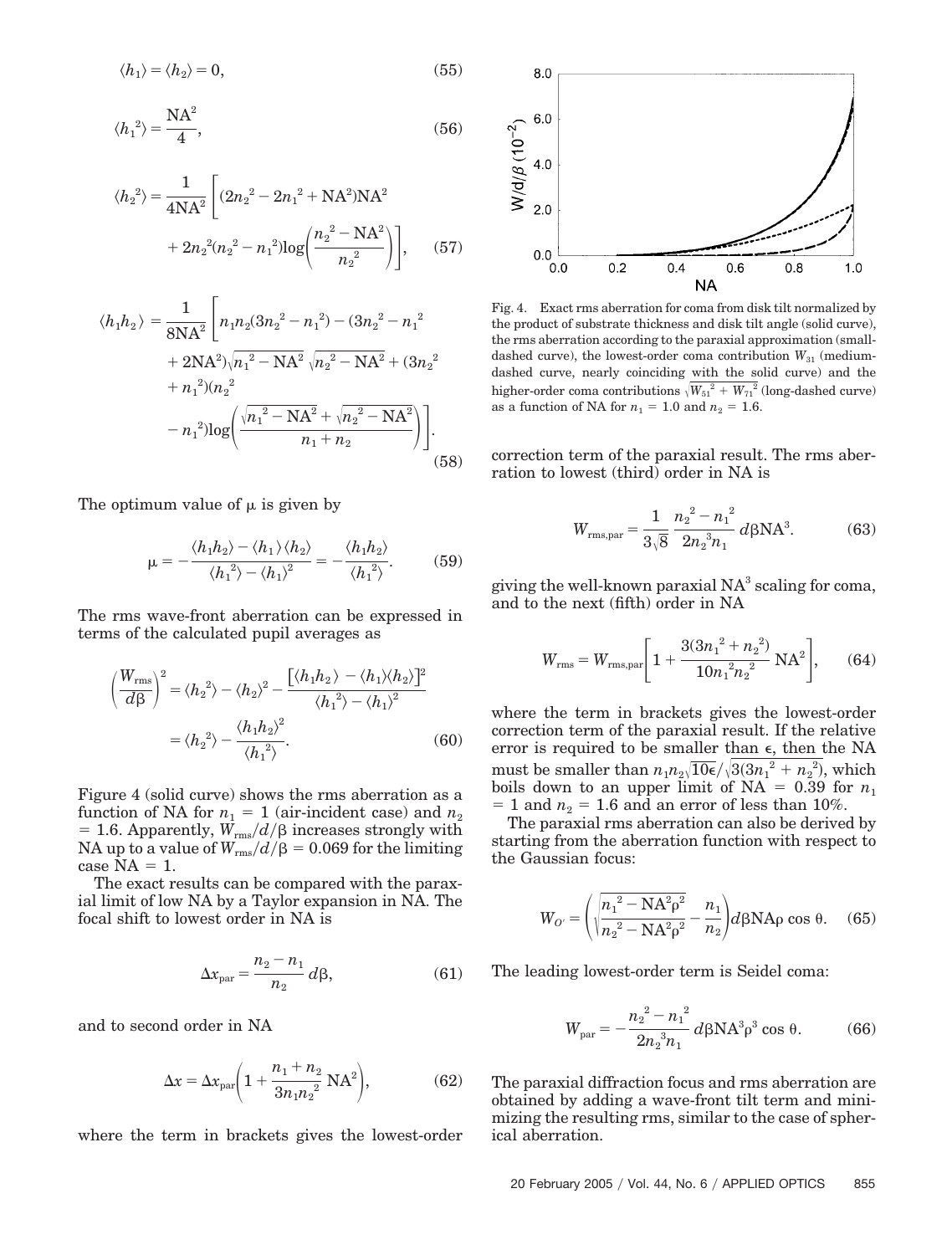$$\langle h_1 \rangle = \langle h_2 \rangle = 0, \tag{55}$$

$$\langle h_1^2 \rangle = \frac{\mathrm{NA}^2}{4}, \tag{56}$$

$$\langle h_2^2 \rangle = \frac{1}{4\mathrm{NA}^2}\left[(2n_2^2 - 2n_1^2 + \mathrm{NA}^2)\mathrm{NA}^2 + 2n_2^2(n_2^2 - n_1^2)\log\left(\frac{n_2^2 - \mathrm{NA}^2}{n_2^2}\right)\right], \tag{57}$$

$$\langle h_1 h_2 \rangle = \frac{1}{8\mathrm{NA}^2}\Bigg[n_1 n_2(3n_2^2 - n_1^2) - (3n_2^2 - n_1^2 + 2\mathrm{NA}^2)\sqrt{n_1^2 - \mathrm{NA}^2}\sqrt{n_2^2 - \mathrm{NA}^2} + (3n_2^2 + n_1^2)(n_2^2 - n_1^2)\log\left(\frac{\sqrt{n_1^2 - \mathrm{NA}^2} + \sqrt{n_2^2 - \mathrm{NA}^2}}{n_1 + n_2}\right)\Bigg]. \tag{58}$$

The optimum value of $\mu$ is given by

$$\mu = -\frac{\langle h_1 h_2 \rangle - \langle h_1 \rangle \langle h_2 \rangle}{\langle h_1^2 \rangle - \langle h_1 \rangle^2} = -\frac{\langle h_1 h_2 \rangle}{\langle h_1^2 \rangle}. \tag{59}$$

The rms wave-front aberration can be expressed in terms of the calculated pupil averages as

$$\left(\frac{W_{\mathrm{rms}}}{d\beta}\right)^2 = \langle h_2^2 \rangle - \langle h_2 \rangle^2 - \frac{[\langle h_1 h_2 \rangle - \langle h_1 \rangle \langle h_2 \rangle]^2}{\langle h_1^2 \rangle - \langle h_1 \rangle^2} = \langle h_2^2 \rangle - \frac{\langle h_1 h_2 \rangle^2}{\langle h_1^2 \rangle}. \tag{60}$$

Figure 4 (solid curve) shows the rms aberration as a function of NA for $n_1 = 1$ (air-incident case) and $n_2 = 1.6$. Apparently, $W_{\mathrm{rms}}/d/\beta$ increases strongly with NA up to a value of $W_{\mathrm{rms}}/d/\beta = 0.069$ for the limiting case NA = 1.

The exact results can be compared with the paraxial limit of low NA by a Taylor expansion in NA. The focal shift to lowest order in NA is

$$\Delta x_{\mathrm{par}} = \frac{n_2 - n_1}{n_2}\, d\beta, \tag{61}$$

and to second order in NA

$$\Delta x = \Delta x_{\mathrm{par}}\left(1 + \frac{n_1 + n_2}{3n_1 n_2^2}\mathrm{NA}^2\right), \tag{62}$$

where the term in brackets gives the lowest-order correction term of the paraxial result. The rms aberration to lowest (third) order in NA is

Fig. 4. Exact rms aberration for coma from disk tilt normalized by the product of substrate thickness and disk tilt angle (solid curve), the rms aberration according to the paraxial approximation (small-dashed curve), the lowest-order coma contribution $W_{31}$ (medium-dashed curve, nearly coinciding with the solid curve) and the higher-order coma contributions $\sqrt{W_{51}^2 + W_{71}^2}$ (long-dashed curve) as a function of NA for $n_1 = 1.0$ and $n_2 = 1.6$.

$$W_{\mathrm{rms,par}} = \frac{1}{3\sqrt{8}}\,\frac{n_2^2 - n_1^2}{2n_2^3 n_1}\, d\beta \mathrm{NA}^3. \tag{63}$$

giving the well-known paraxial $\mathrm{NA}^3$ scaling for coma, and to the next (fifth) order in NA

$$W_{\mathrm{rms}} = W_{\mathrm{rms,par}}\left[1 + \frac{3(3n_1^2 + n_2^2)}{10n_1^2 n_2^2}\mathrm{NA}^2\right], \tag{64}$$

where the term in brackets gives the lowest-order correction term of the paraxial result. If the relative error is required to be smaller than $\epsilon$, then the NA must be smaller than $n_1 n_2\sqrt{10\epsilon}/\sqrt{3(3n_1^2 + n_2^2)}$, which boils down to an upper limit of NA = 0.39 for $n_1 = 1$ and $n_2 = 1.6$ and an error of less than 10%.

The paraxial rms aberration can also be derived by starting from the aberration function with respect to the Gaussian focus:

$$W_{O'} = \left(\sqrt{\frac{n_1^2 - \mathrm{NA}^2\rho^2}{n_2^2 - \mathrm{NA}^2\rho^2}} - \frac{n_1}{n_2}\right) d\beta \mathrm{NA}\rho \cos\theta. \tag{65}$$

The leading lowest-order term is Seidel coma:

$$W_{\mathrm{par}} = -\frac{n_2^2 - n_1^2}{2n_2^3 n_1}\, d\beta \mathrm{NA}^3 \rho^3 \cos\theta. \tag{66}$$

The paraxial diffraction focus and rms aberration are obtained by adding a wave-front tilt term and minimizing the resulting rms, similar to the case of spherical aberration.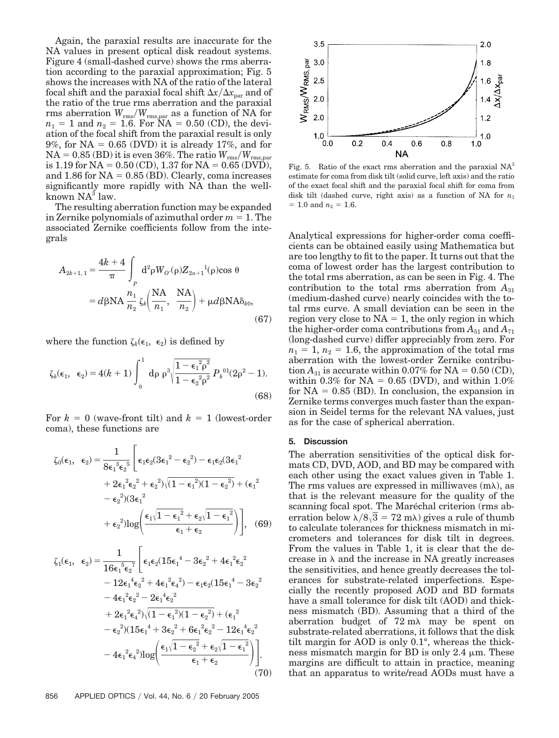Again, the paraxial results are inaccurate for the NA values in present optical disk readout systems. Figure 4 (small-dashed curve) shows the rms aberration according to the paraxial approximation; Fig. 5 shows the increases with NA of the ratio of the lateral focal shift and the paraxial focal shift $\Delta x/\Delta x_{\mathrm{par}}$ and of the ratio of the true rms aberration and the paraxial rms aberration $W_{\mathrm{rms}}/W_{\mathrm{rms,par}}$ as a function of NA for $n_1 = 1$ and $n_2 = 1.6$. For NA = 0.50 (CD), the deviation of the focal shift from the paraxial result is only 9%, for NA = 0.65 (DVD) it is already 17%, and for NA = 0.85 (BD) it is even 36%. The ratio $W_{\mathrm{rms}}/W_{\mathrm{rms,par}}$ is 1.19 for NA = 0.50 (CD), 1.37 for NA = 0.65 (DVD), and 1.86 for NA = 0.85 (BD). Clearly, coma increases significantly more rapidly with NA than the well-known $\mathrm{NA}^3$ law.

The resulting aberration function may be expanded in Zernike polynomials of azimuthal order $m = 1$. The associated Zernike coefficients follow from the integrals

$$A_{2k+1,1} = \frac{4k+4}{\pi} \int_P \mathrm{d}^2\rho W_{O'}(\rho) Z_{2n+1}{}^1(\rho) \cos\theta = d\beta \mathrm{NA} \frac{n_1}{n_2} \zeta_k\left(\frac{\mathrm{NA}}{n_1}, \frac{\mathrm{NA}}{n_2}\right) + \mu d\beta \mathrm{NA} \delta_{k0}, \tag{67}$$

where the function $\zeta_k(\epsilon_1, \epsilon_2)$ is defined by

$$\zeta_k(\epsilon_1, \epsilon_2) = 4(k+1) \int_0^1 \mathrm{d}\rho\, \rho^3 \sqrt{\frac{1-\epsilon_1{}^2\rho^2}{1-\epsilon_2{}^2\rho^2}}\, P_k{}^{01}(2\rho^2 - 1). \tag{68}$$

For $k = 0$ (wave-front tilt) and $k = 1$ (lowest-order coma), these functions are

$$\zeta_0(\epsilon_1, \epsilon_2) = \frac{1}{8\epsilon_1{}^3\epsilon_2{}^5}\Bigg[\epsilon_1\epsilon_2(3\epsilon_1{}^2 - \epsilon_2{}^2) - \epsilon_1\epsilon_2(3\epsilon_1{}^2 + 2\epsilon_1{}^2\epsilon_2{}^2 + \epsilon_2{}^2)\sqrt{(1-\epsilon_1{}^2)(1-\epsilon_2{}^2)} + (\epsilon_1{}^2 - \epsilon_2{}^2)(3\epsilon_1{}^2 + \epsilon_2{}^2)\log\left(\frac{\epsilon_1\sqrt{1-\epsilon_1{}^2} + \epsilon_2\sqrt{1-\epsilon_1{}^2}}{\epsilon_1 + \epsilon_2}\right)\Bigg], \tag{69}$$

$$\zeta_1(\epsilon_1, \epsilon_2) = \frac{1}{16\epsilon_1{}^5\epsilon_2{}^7}\Bigg[\epsilon_1\epsilon_2(15\epsilon_1{}^4 - 3\epsilon_2{}^2 + 4\epsilon_1{}^2\epsilon_2{}^2 - 12\epsilon_1{}^4\epsilon_2{}^2 + 4\epsilon_1{}^2\epsilon_4{}^2) - \epsilon_1\epsilon_2(15\epsilon_1{}^4 - 3\epsilon_2{}^2 - 4\epsilon_1{}^2\epsilon_2{}^2 - 2\epsilon_1{}^4\epsilon_2{}^2 + 2\epsilon_1{}^2\epsilon_4{}^2)\sqrt{(1-\epsilon_1{}^2)(1-\epsilon_2{}^2)} + (\epsilon_1{}^2 - \epsilon_2{}^2)(15\epsilon_1{}^4 + 3\epsilon_2{}^2 + 6\epsilon_1{}^2\epsilon_2{}^2 - 12\epsilon_1{}^4\epsilon_2{}^2 - 4\epsilon_1{}^2\epsilon_4{}^2)\log\left(\frac{\epsilon_1\sqrt{1-\epsilon_2{}^2} + \epsilon_2\sqrt{1-\epsilon_1{}^2}}{\epsilon_1 + \epsilon_2}\right)\Bigg]. \tag{70}$$

Fig. 5. Ratio of the exact rms aberration and the paraxial $\mathrm{NA}^3$ estimate for coma from disk tilt (solid curve, left axis) and the ratio of the exact focal shift and the paraxial focal shift for coma from disk tilt (dashed curve, right axis) as a function of NA for $n_1 = 1.0$ and $n_2 = 1.6$.

Analytical expressions for higher-order coma coefficients can be obtained easily using Mathematica but are too lengthy to fit to the paper. It turns out that the coma of lowest order has the largest contribution to the total rms aberration, as can be seen in Fig. 4. The contribution to the total rms aberration from $A_{31}$ (medium-dashed curve) nearly coincides with the total rms curve. A small deviation can be seen in the region very close to NA = 1, the only region in which the higher-order coma contributions from $A_{51}$ and $A_{71}$ (long-dashed curve) differ appreciably from zero. For $n_1 = 1$, $n_2 = 1.6$, the approximation of the total rms aberration with the lowest-order Zernike contribution $A_{31}$ is accurate within 0.07% for NA = 0.50 (CD), within 0.3% for NA = 0.65 (DVD), and within 1.0% for NA = 0.85 (BD). In conclusion, the expansion in Zernike terms converges much faster than the expansion in Seidel terms for the relevant NA values, just as for the case of spherical aberration.

## 5. Discussion

The aberration sensitivities of the optical disk formats CD, DVD, AOD, and BD may be compared with each other using the exact values given in Table 1. The rms values are expressed in milliwaves (m$\lambda$), as that is the relevant measure for the quality of the scanning focal spot. The Maréchal criterion (rms aberration below $\lambda/8\sqrt{3} = 72$ m$\lambda$) gives a rule of thumb to calculate tolerances for thickness mismatch in micrometers and tolerances for disk tilt in degrees. From the values in Table 1, it is clear that the decrease in $\lambda$ and the increase in NA greatly increases the sensitivities, and hence greatly decreases the tolerances for substrate-related imperfections. Especially the recently proposed AOD and BD formats have a small tolerance for disk tilt (AOD) and thickness mismatch (BD). Assuming that a third of the aberration budget of 72 m$\lambda$ may be spent on substrate-related aberrations, it follows that the disk tilt margin for AOD is only 0.1°, whereas the thickness mismatch margin for BD is only 2.4 $\mu$m. These margins are difficult to attain in practice, meaning that an apparatus to write/read AODs must have a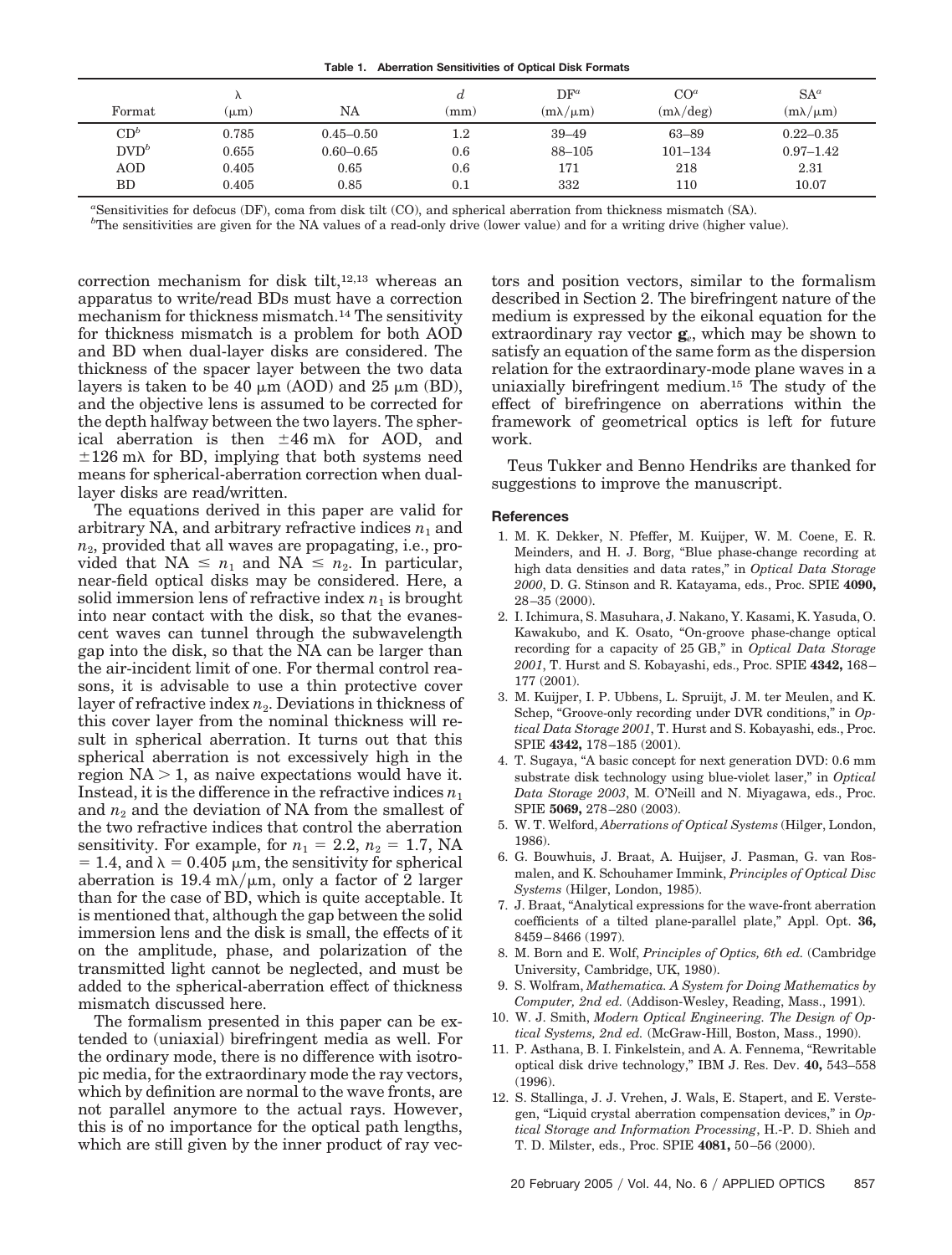**Table 1. Aberration Sensitivities of Optical Disk Formats**

| Format | $\lambda$ ($\mu$m) | NA | $d$ (mm) | DF[a] (m$\lambda$/$\mu$m) | CO[a] (m$\lambda$/deg) | SA[a] (m$\lambda$/$\mu$m) |
|---|---|---|---|---|---|---|
| CD[b] | 0.785 | 0.45–0.50 | 1.2 | 39–49 | 63–89 | 0.22–0.35 |
| DVD[b] | 0.655 | 0.60–0.65 | 0.6 | 88–105 | 101–134 | 0.97–1.42 |
| AOD | 0.405 | 0.65 | 0.6 | 171 | 218 | 2.31 |
| BD | 0.405 | 0.85 | 0.1 | 332 | 110 | 10.07 |

[a]Sensitivities for defocus (DF), coma from disk tilt (CO), and spherical aberration from thickness mismatch (SA).

[b]The sensitivities are given for the NA values of a read-only drive (lower value) and for a writing drive (higher value).

correction mechanism for disk tilt,[12,13] whereas an apparatus to write/read BDs must have a correction mechanism for thickness mismatch.[14] The sensitivity for thickness mismatch is a problem for both AOD and BD when dual-layer disks are considered. The thickness of the spacer layer between the two data layers is taken to be 40 $\mu$m (AOD) and 25 $\mu$m (BD), and the objective lens is assumed to be corrected for the depth halfway between the two layers. The spherical aberration is then $\pm 46$ m$\lambda$ for AOD, and $\pm 126$ m$\lambda$ for BD, implying that both systems need means for spherical-aberration correction when dual-layer disks are read/written.

The equations derived in this paper are valid for arbitrary NA, and arbitrary refractive indices $n_1$ and $n_2$, provided that all waves are propagating, i.e., provided that NA $\leq n_1$ and NA $\leq n_2$. In particular, near-field optical disks may be considered. Here, a solid immersion lens of refractive index $n_1$ is brought into near contact with the disk, so that the evanescent waves can tunnel through the subwavelength gap into the disk, so that the NA can be larger than the air-incident limit of one. For thermal control reasons, it is advisable to use a thin protective cover layer of refractive index $n_2$. Deviations in thickness of this cover layer from the nominal thickness will result in spherical aberration. It turns out that this spherical aberration is not excessively high in the region NA $> 1$, as naive expectations would have it. Instead, it is the difference in the refractive indices $n_1$ and $n_2$ and the deviation of NA from the smallest of the two refractive indices that control the aberration sensitivity. For example, for $n_1 = 2.2$, $n_2 = 1.7$, NA $= 1.4$, and $\lambda = 0.405$ $\mu$m, the sensitivity for spherical aberration is 19.4 m$\lambda$/$\mu$m, only a factor of 2 larger than for the case of BD, which is quite acceptable. It is mentioned that, although the gap between the solid immersion lens and the disk is small, the effects of it on the amplitude, phase, and polarization of the transmitted light cannot be neglected, and must be added to the spherical-aberration effect of thickness mismatch discussed here.

The formalism presented in this paper can be extended to (uniaxial) birefringent media as well. For the ordinary mode, there is no difference with isotropic media, for the extraordinary mode the ray vectors, which by definition are normal to the wave fronts, are not parallel anymore to the actual rays. However, this is of no importance for the optical path lengths, which are still given by the inner product of ray vectors and position vectors, similar to the formalism described in Section 2. The birefringent nature of the medium is expressed by the eikonal equation for the extraordinary ray vector $\mathbf{g}_e$, which may be shown to satisfy an equation of the same form as the dispersion relation for the extraordinary-mode plane waves in a uniaxially birefringent medium.[15] The study of the effect of birefringence on aberrations within the framework of geometrical optics is left for future work.

Teus Tukker and Benno Hendriks are thanked for suggestions to improve the manuscript.

## References

1. M. K. Dekker, N. Pfeffer, M. Kuijper, W. M. Coene, E. R. Meinders, and H. J. Borg, "Blue phase-change recording at high data densities and data rates," in *Optical Data Storage 2000*, D. G. Stinson and R. Katayama, eds., Proc. SPIE **4090,** 28–35 (2000).
2. I. Ichimura, S. Masuhara, J. Nakano, Y. Kasami, K. Yasuda, O. Kawakubo, and K. Osato, "On-groove phase-change optical recording for a capacity of 25 GB," in *Optical Data Storage 2001*, T. Hurst and S. Kobayashi, eds., Proc. SPIE **4342,** 168–177 (2001).
3. M. Kuijper, I. P. Ubbens, L. Spruijt, J. M. ter Meulen, and K. Schep, "Groove-only recording under DVR conditions," in *Optical Data Storage 2001*, T. Hurst and S. Kobayashi, eds., Proc. SPIE **4342,** 178–185 (2001).
4. T. Sugaya, "A basic concept for next generation DVD: 0.6 mm substrate disk technology using blue-violet laser," in *Optical Data Storage 2003*, M. O'Neill and N. Miyagawa, eds., Proc. SPIE **5069,** 278–280 (2003).
5. W. T. Welford, *Aberrations of Optical Systems* (Hilger, London, 1986).
6. G. Bouwhuis, J. Braat, A. Huijser, J. Pasman, G. van Rosmalen, and K. Schouhamer Immink, *Principles of Optical Disc Systems* (Hilger, London, 1985).
7. J. Braat, "Analytical expressions for the wave-front aberration coefficients of a tilted plane-parallel plate," Appl. Opt. **36,** 8459–8466 (1997).
8. M. Born and E. Wolf, *Principles of Optics, 6th ed.* (Cambridge University, Cambridge, UK, 1980).
9. S. Wolfram, *Mathematica. A System for Doing Mathematics by Computer, 2nd ed.* (Addison-Wesley, Reading, Mass., 1991).
10. W. J. Smith, *Modern Optical Engineering. The Design of Optical Systems, 2nd ed.* (McGraw-Hill, Boston, Mass., 1990).
11. P. Asthana, B. I. Finkelstein, and A. A. Fennema, "Rewritable optical disk drive technology," IBM J. Res. Dev. **40,** 543–558 (1996).
12. S. Stallinga, J. J. Vrehen, J. Wals, E. Stapert, and E. Verstegen, "Liquid crystal aberration compensation devices," in *Optical Storage and Information Processing*, H.-P. D. Shieh and T. D. Milster, eds., Proc. SPIE **4081,** 50–56 (2000).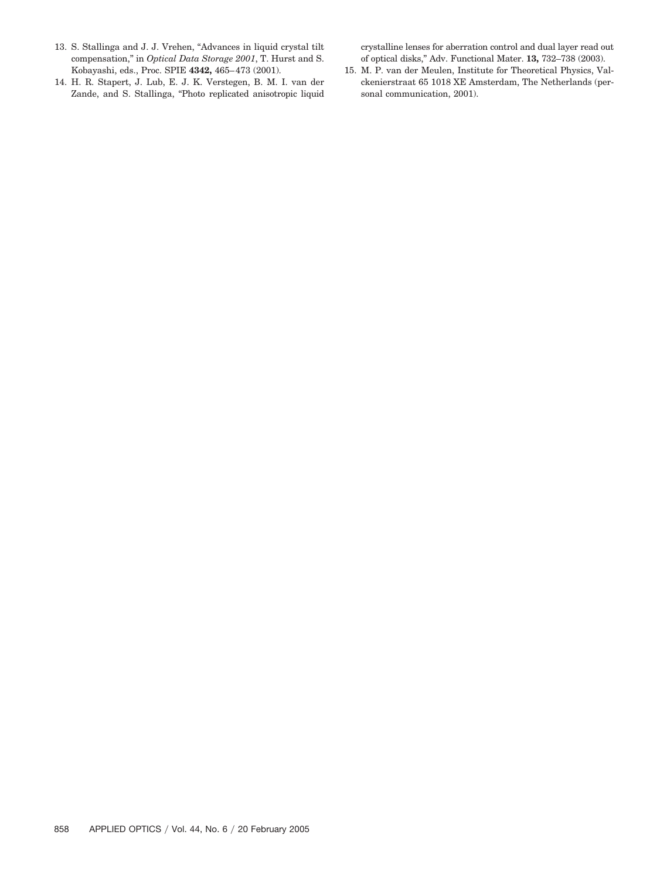13. S. Stallinga and J. J. Vrehen, "Advances in liquid crystal tilt compensation," in *Optical Data Storage 2001*, T. Hurst and S. Kobayashi, eds., Proc. SPIE **4342,** 465–473 (2001).
14. H. R. Stapert, J. Lub, E. J. K. Verstegen, B. M. I. van der Zande, and S. Stallinga, "Photo replicated anisotropic liquid crystalline lenses for aberration control and dual layer read out of optical disks," Adv. Functional Mater. **13,** 732–738 (2003).
15. M. P. van der Meulen, Institute for Theoretical Physics, Valckenierstraat 65 1018 XE Amsterdam, The Netherlands (personal communication, 2001).